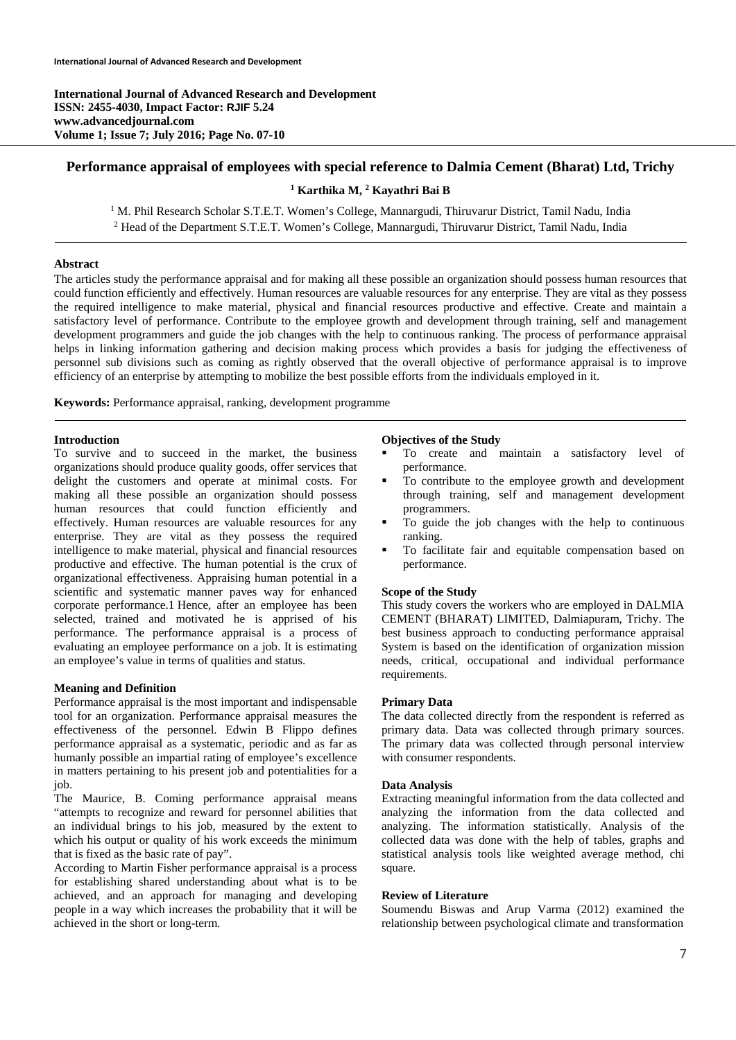# Performance appraisal of employees with special reference to Dalmia Cement (Bharat) Ltd, Trichy

**[1] Karthika M, [2] Kayathri Bai B**

[1] M. Phil Research Scholar S.T.E.T. Women's College, Mannargudi, Thiruvarur District, Tamil Nadu, India
[2] Head of the Department S.T.E.T. Women's College, Mannargudi, Thiruvarur District, Tamil Nadu, India

## Abstract

The articles study the performance appraisal and for making all these possible an organization should possess human resources that could function efficiently and effectively. Human resources are valuable resources for any enterprise. They are vital as they possess the required intelligence to make material, physical and financial resources productive and effective. Create and maintain a satisfactory level of performance. Contribute to the employee growth and development through training, self and management development programmers and guide the job changes with the help to continuous ranking. The process of performance appraisal helps in linking information gathering and decision making process which provides a basis for judging the effectiveness of personnel sub divisions such as coming as rightly observed that the overall objective of performance appraisal is to improve efficiency of an enterprise by attempting to mobilize the best possible efforts from the individuals employed in it.

**Keywords:** Performance appraisal, ranking, development programme

## Introduction

To survive and to succeed in the market, the business organizations should produce quality goods, offer services that delight the customers and operate at minimal costs. For making all these possible an organization should possess human resources that could function efficiently and effectively. Human resources are valuable resources for any enterprise. They are vital as they possess the required intelligence to make material, physical and financial resources productive and effective. The human potential is the crux of organizational effectiveness. Appraising human potential in a scientific and systematic manner paves way for enhanced corporate performance.1 Hence, after an employee has been selected, trained and motivated he is apprised of his performance. The performance appraisal is a process of evaluating an employee performance on a job. It is estimating an employee's value in terms of qualities and status.

### Meaning and Definition

Performance appraisal is the most important and indispensable tool for an organization. Performance appraisal measures the effectiveness of the personnel. Edwin B Flippo defines performance appraisal as a systematic, periodic and as far as humanly possible an impartial rating of employee's excellence in matters pertaining to his present job and potentialities for a job.

The Maurice, B. Coming performance appraisal means "attempts to recognize and reward for personnel abilities that an individual brings to his job, measured by the extent to which his output or quality of his work exceeds the minimum that is fixed as the basic rate of pay".

According to Martin Fisher performance appraisal is a process for establishing shared understanding about what is to be achieved, and an approach for managing and developing people in a way which increases the probability that it will be achieved in the short or long-term.

### Objectives of the Study

- To create and maintain a satisfactory level of performance.
- To contribute to the employee growth and development through training, self and management development programmers.
- To guide the job changes with the help to continuous ranking.
- To facilitate fair and equitable compensation based on performance.

### Scope of the Study

This study covers the workers who are employed in DALMIA CEMENT (BHARAT) LIMITED, Dalmiapuram, Trichy. The best business approach to conducting performance appraisal System is based on the identification of organization mission needs, critical, occupational and individual performance requirements.

### Primary Data

The data collected directly from the respondent is referred as primary data. Data was collected through primary sources. The primary data was collected through personal interview with consumer respondents.

### Data Analysis

Extracting meaningful information from the data collected and analyzing the information from the data collected and analyzing. The information statistically. Analysis of the collected data was done with the help of tables, graphs and statistical analysis tools like weighted average method, chi square.

### Review of Literature

Soumendu Biswas and Arup Varma (2012) examined the relationship between psychological climate and transformation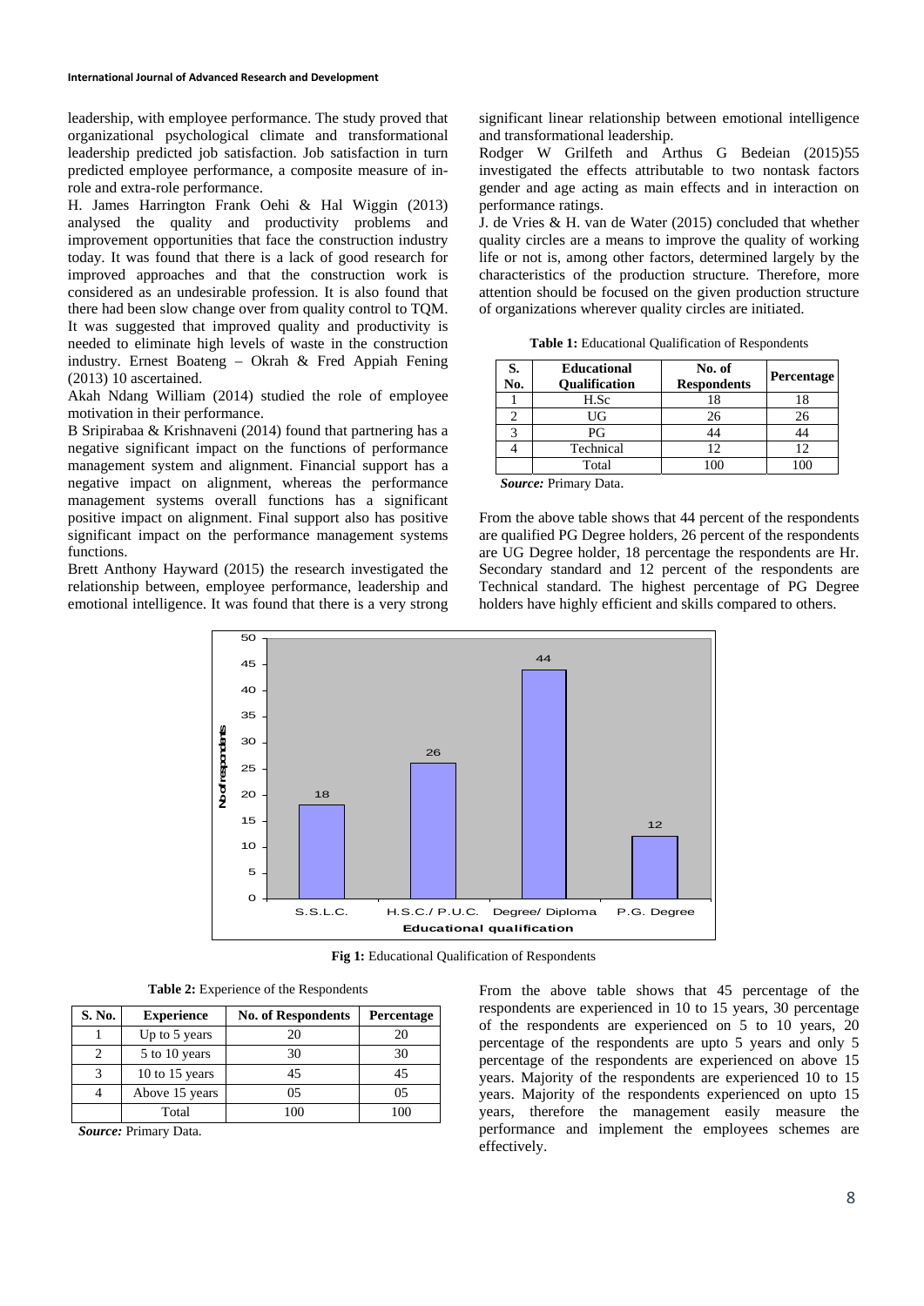leadership, with employee performance. The study proved that organizational psychological climate and transformational leadership predicted job satisfaction. Job satisfaction in turn predicted employee performance, a composite measure of in-role and extra-role performance.

H. James Harrington Frank Oehi & Hal Wiggin (2013) analysed the quality and productivity problems and improvement opportunities that face the construction industry today. It was found that there is a lack of good research for improved approaches and that the construction work is considered as an undesirable profession. It is also found that there had been slow change over from quality control to TQM. It was suggested that improved quality and productivity is needed to eliminate high levels of waste in the construction industry. Ernest Boateng – Okrah & Fred Appiah Fening (2013) 10 ascertained.

Akah Ndang William (2014) studied the role of employee motivation in their performance.

B Sripirabaa & Krishnaveni (2014) found that partnering has a negative significant impact on the functions of performance management system and alignment. Financial support has a negative impact on alignment, whereas the performance management systems overall functions has a significant positive impact on alignment. Final support also has positive significant impact on the performance management systems functions.

Brett Anthony Hayward (2015) the research investigated the relationship between, employee performance, leadership and emotional intelligence. It was found that there is a very strong significant linear relationship between emotional intelligence and transformational leadership.

Rodger W Grilfeth and Arthus G Bedeian (2015)55 investigated the effects attributable to two nontask factors gender and age acting as main effects and in interaction on performance ratings.

J. de Vries & H. van de Water (2015) concluded that whether quality circles are a means to improve the quality of working life or not is, among other factors, determined largely by the characteristics of the production structure. Therefore, more attention should be focused on the given production structure of organizations wherever quality circles are initiated.

**Table 1:** Educational Qualification of Respondents

| S. No. | Educational Qualification | No. of Respondents | Percentage |
|---|---|---|---|
| 1 | H.Sc | 18 | 18 |
| 2 | UG | 26 | 26 |
| 3 | PG | 44 | 44 |
| 4 | Technical | 12 | 12 |
| | Total | 100 | 100 |

***Source:*** Primary Data.

From the above table shows that 44 percent of the respondents are qualified PG Degree holders, 26 percent of the respondents are UG Degree holder, 18 percentage the respondents are Hr. Secondary standard and 12 percent of the respondents are Technical standard. The highest percentage of PG Degree holders have highly efficient and skills compared to others.

**Fig 1:** Educational Qualification of Respondents

**Table 2:** Experience of the Respondents

| S. No. | Experience | No. of Respondents | Percentage |
|---|---|---|---|
| 1 | Up to 5 years | 20 | 20 |
| 2 | 5 to 10 years | 30 | 30 |
| 3 | 10 to 15 years | 45 | 45 |
| 4 | Above 15 years | 05 | 05 |
| | Total | 100 | 100 |

***Source:*** Primary Data.

From the above table shows that 45 percentage of the respondents are experienced in 10 to 15 years, 30 percentage of the respondents are experienced on 5 to 10 years, 20 percentage of the respondents are upto 5 years and only 5 percentage of the respondents are experienced on above 15 years. Majority of the respondents are experienced 10 to 15 years. Majority of the respondents experienced on upto 15 years, therefore the management easily measure the performance and implement the employees schemes are effectively.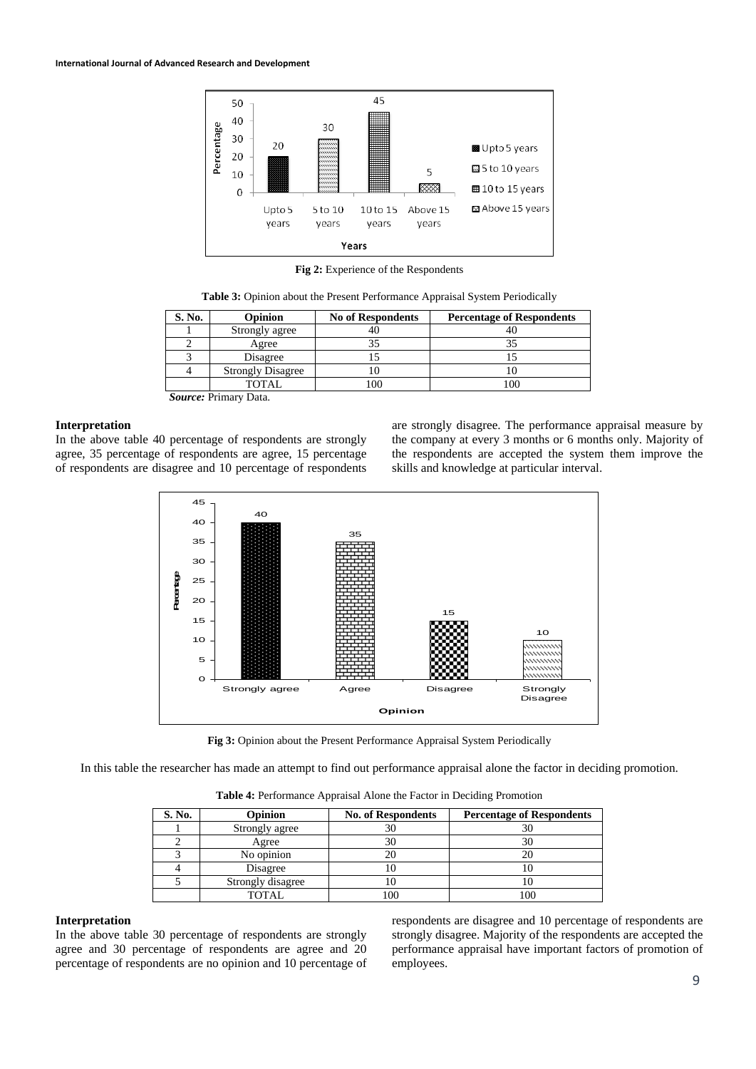**Fig 2:** Experience of the Respondents

**Table 3:** Opinion about the Present Performance Appraisal System Periodically

| S. No. | Opinion | No of Respondents | Percentage of Respondents |
|---|---|---|---|
| 1 | Strongly agree | 40 | 40 |
| 2 | Agree | 35 | 35 |
| 3 | Disagree | 15 | 15 |
| 4 | Strongly Disagree | 10 | 10 |
| | TOTAL | 100 | 100 |

***Source:*** Primary Data.

### Interpretation

In the above table 40 percentage of respondents are strongly agree, 35 percentage of respondents are agree, 15 percentage of respondents are disagree and 10 percentage of respondents are strongly disagree. The performance appraisal measure by the company at every 3 months or 6 months only. Majority of the respondents are accepted the system them improve the skills and knowledge at particular interval.

**Fig 3:** Opinion about the Present Performance Appraisal System Periodically

In this table the researcher has made an attempt to find out performance appraisal alone the factor in deciding promotion.

**Table 4:** Performance Appraisal Alone the Factor in Deciding Promotion

| S. No. | Opinion | No. of Respondents | Percentage of Respondents |
|---|---|---|---|
| 1 | Strongly agree | 30 | 30 |
| 2 | Agree | 30 | 30 |
| 3 | No opinion | 20 | 20 |
| 4 | Disagree | 10 | 10 |
| 5 | Strongly disagree | 10 | 10 |
| | TOTAL | 100 | 100 |

### Interpretation

In the above table 30 percentage of respondents are strongly agree and 30 percentage of respondents are agree and 20 percentage of respondents are no opinion and 10 percentage of respondents are disagree and 10 percentage of respondents are strongly disagree. Majority of the respondents are accepted the performance appraisal have important factors of promotion of employees.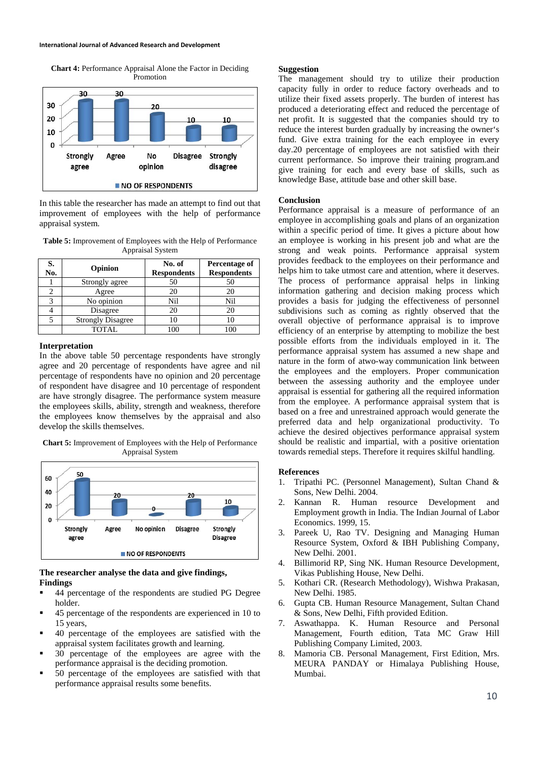**Chart 4:** Performance Appraisal Alone the Factor in Deciding Promotion

30
30
20
10
10
30
20
10
0
Strongly agree
Agree
No opinion
Disagree
Strongly disagree
NO OF RESPONDENTS

In this table the researcher has made an attempt to find out that improvement of employees with the help of performance appraisal system.

**Table 5:** Improvement of Employees with the Help of Performance Appraisal System

| S. No. | Opinion | No. of Respondents | Percentage of Respondents |
|---|---|---|---|
| 1 | Strongly agree | 50 | 50 |
| 2 | Agree | 20 | 20 |
| 3 | No opinion | Nil | Nil |
| 4 | Disagree | 20 | 20 |
| 5 | Strongly Disagree | 10 | 10 |
| | TOTAL | 100 | 100 |

**Interpretation**

In the above table 50 percentage respondents have strongly agree and 20 percentage of respondents have agree and nil percentage of respondents have no opinion and 20 percentage of respondent have disagree and 10 percentage of respondent are have strongly disagree. The performance system measure the employees skills, ability, strength and weakness, therefore the employees know themselves by the appraisal and also develop the skills themselves.

**Chart 5:** Improvement of Employees with the Help of Performance Appraisal System

50
20
0
20
10
60
40
20
0
Strongly agree
Agree
No opinion
Disagree
Strongly Disagree
NO OF RESPONDENTS

**The researcher analyse the data and give findings,**

**Findings**

- 44 percentage of the respondents are studied PG Degree holder.
- 45 percentage of the respondents are experienced in 10 to 15 years,
- 40 percentage of the employees are satisfied with the appraisal system facilitates growth and learning.
- 30 percentage of the employees are agree with the performance appraisal is the deciding promotion.
- 50 percentage of the employees are satisfied with that performance appraisal results some benefits.

**Suggestion**

The management should try to utilize their production capacity fully in order to reduce factory overheads and to utilize their fixed assets properly. The burden of interest has produced a deteriorating effect and reduced the percentage of net profit. It is suggested that the companies should try to reduce the interest burden gradually by increasing the owner's fund. Give extra training for the each employee in every day.20 percentage of employees are not satisfied with their current performance. So improve their training program.and give training for each and every base of skills, such as knowledge Base, attitude base and other skill base.

**Conclusion**

Performance appraisal is a measure of performance of an employee in accomplishing goals and plans of an organization within a specific period of time. It gives a picture about how an employee is working in his present job and what are the strong and weak points. Performance appraisal system provides feedback to the employees on their performance and helps him to take utmost care and attention, where it deserves. The process of performance appraisal helps in linking information gathering and decision making process which provides a basis for judging the effectiveness of personnel subdivisions such as coming as rightly observed that the overall objective of performance appraisal is to improve efficiency of an enterprise by attempting to mobilize the best possible efforts from the individuals employed in it. The performance appraisal system has assumed a new shape and nature in the form of atwo-way communication link between the employees and the employers. Proper communication between the assessing authority and the employee under appraisal is essential for gathering all the required information from the employee. A performance appraisal system that is based on a free and unrestrained approach would generate the preferred data and help organizational productivity. To achieve the desired objectives performance appraisal system should be realistic and impartial, with a positive orientation towards remedial steps. Therefore it requires skilful handling.

**References**

1. Tripathi PC. (Personnel Management), Sultan Chand & Sons, New Delhi. 2004.
2. Kannan R. Human resource Development and Employment growth in India. The Indian Journal of Labor Economics. 1999, 15.
3. Pareek U, Rao TV. Designing and Managing Human Resource System, Oxford & IBH Publishing Company, New Delhi. 2001.
4. Billimorid RP, Sing NK. Human Resource Development, Vikas Publishing House, New Delhi.
5. Kothari CR. (Research Methodology), Wishwa Prakasan, New Delhi. 1985.
6. Gupta CB. Human Resource Management, Sultan Chand & Sons, New Delhi, Fifth provided Edition.
7. Aswathappa. K. Human Resource and Personal Management, Fourth edition, Tata MC Graw Hill Publishing Company Limited, 2003.
8. Mamoria CB. Personal Management, First Edition, Mrs. MEURA PANDAY or Himalaya Publishing House, Mumbai.